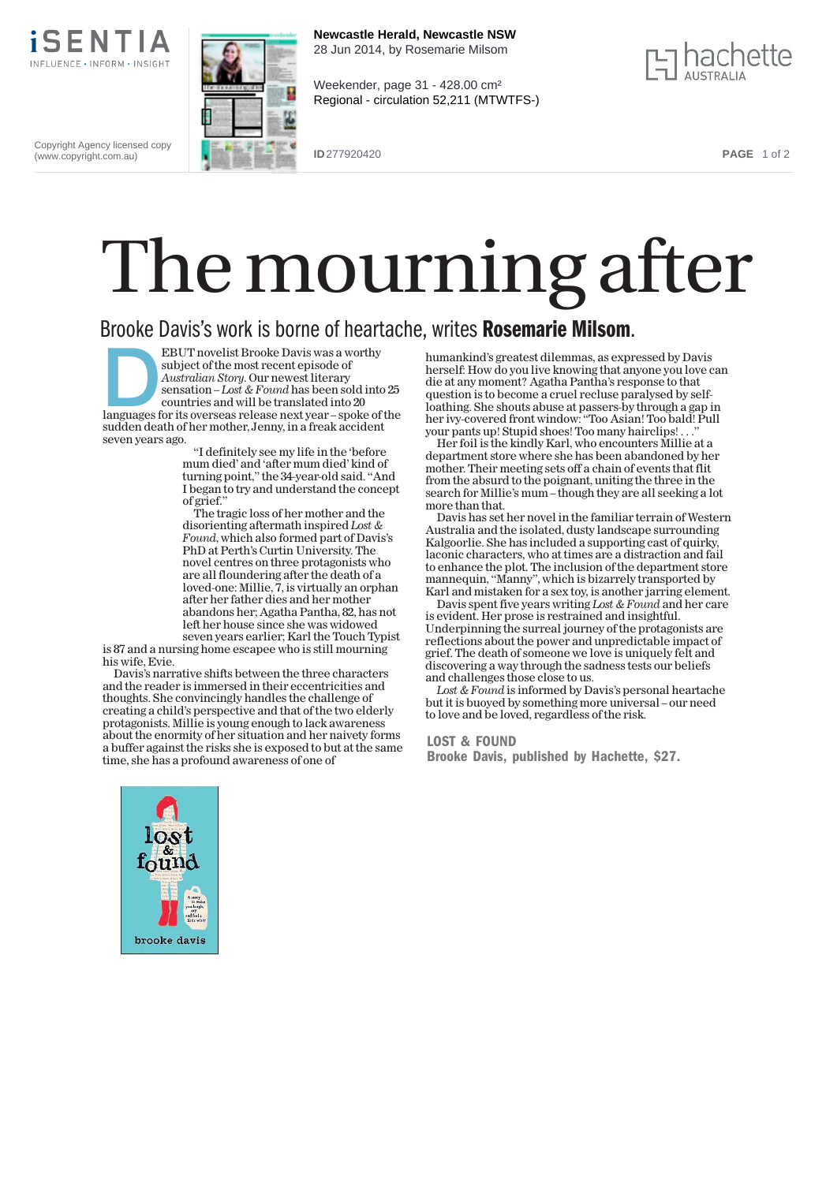# The mourning after

## Brooke Davis's work is borne of heartache, writes **Rosemarie Milsom**.

DEBUT novelist Brooke Davis was a worthy subject of the most recent episode of *Australian Story*. Our newest literary sensation – *Lost & Found* has been sold into 25 countries and will be translated into 20 languages for its overseas release next year – spoke of the sudden death of her mother, Jenny, in a freak accident seven years ago.

"I definitely see my life in the 'before mum died' and 'after mum died' kind of turning point," the 34-year-old said. "And I began to try and understand the concept of grief."

The tragic loss of her mother and the disorienting aftermath inspired *Lost & Found*, which also formed part of Davis's PhD at Perth's Curtin University. The novel centres on three protagonists who are all floundering after the death of a loved-one: Millie, 7, is virtually an orphan after her father dies and her mother abandons her; Agatha Pantha, 82, has not left her house since she was widowed seven years earlier; Karl the Touch Typist is 87 and a nursing home escapee who is still mourning his wife, Evie.

Davis's narrative shifts between the three characters and the reader is immersed in their eccentricities and thoughts. She convincingly handles the challenge of creating a child's perspective and that of the two elderly protagonists. Millie is young enough to lack awareness about the enormity of her situation and her naivety forms a buffer against the risks she is exposed to but at the same time, she has a profound awareness of one of humankind's greatest dilemmas, as expressed by Davis herself: How do you live knowing that anyone you love can die at any moment? Agatha Pantha's response to that question is to become a cruel recluse paralysed by self-loathing. She shouts abuse at passers-by through a gap in her ivy-covered front window: "Too Asian! Too bald! Pull your pants up! Stupid shoes! Too many hairclips! . . ."

Her foil is the kindly Karl, who encounters Millie at a department store where she has been abandoned by her mother. Their meeting sets off a chain of events that flit from the absurd to the poignant, uniting the three in the search for Millie's mum – though they are all seeking a lot more than that.

Davis has set her novel in the familiar terrain of Western Australia and the isolated, dusty landscape surrounding Kalgoorlie. She has included a supporting cast of quirky, laconic characters, who at times are a distraction and fail to enhance the plot. The inclusion of the department store mannequin, "Manny", which is bizarrely transported by Karl and mistaken for a sex toy, is another jarring element.

Davis spent five years writing *Lost & Found* and her care is evident. Her prose is restrained and insightful. Underpinning the surreal journey of the protagonists are reflections about the power and unpredictable impact of grief. The death of someone we love is uniquely felt and discovering a way through the sadness tests our beliefs and challenges those close to us.

*Lost & Found* is informed by Davis's personal heartache but it is buoyed by something more universal – our need to love and be loved, regardless of the risk.

**LOST & FOUND**
**Brooke Davis, published by Hachette, $27.**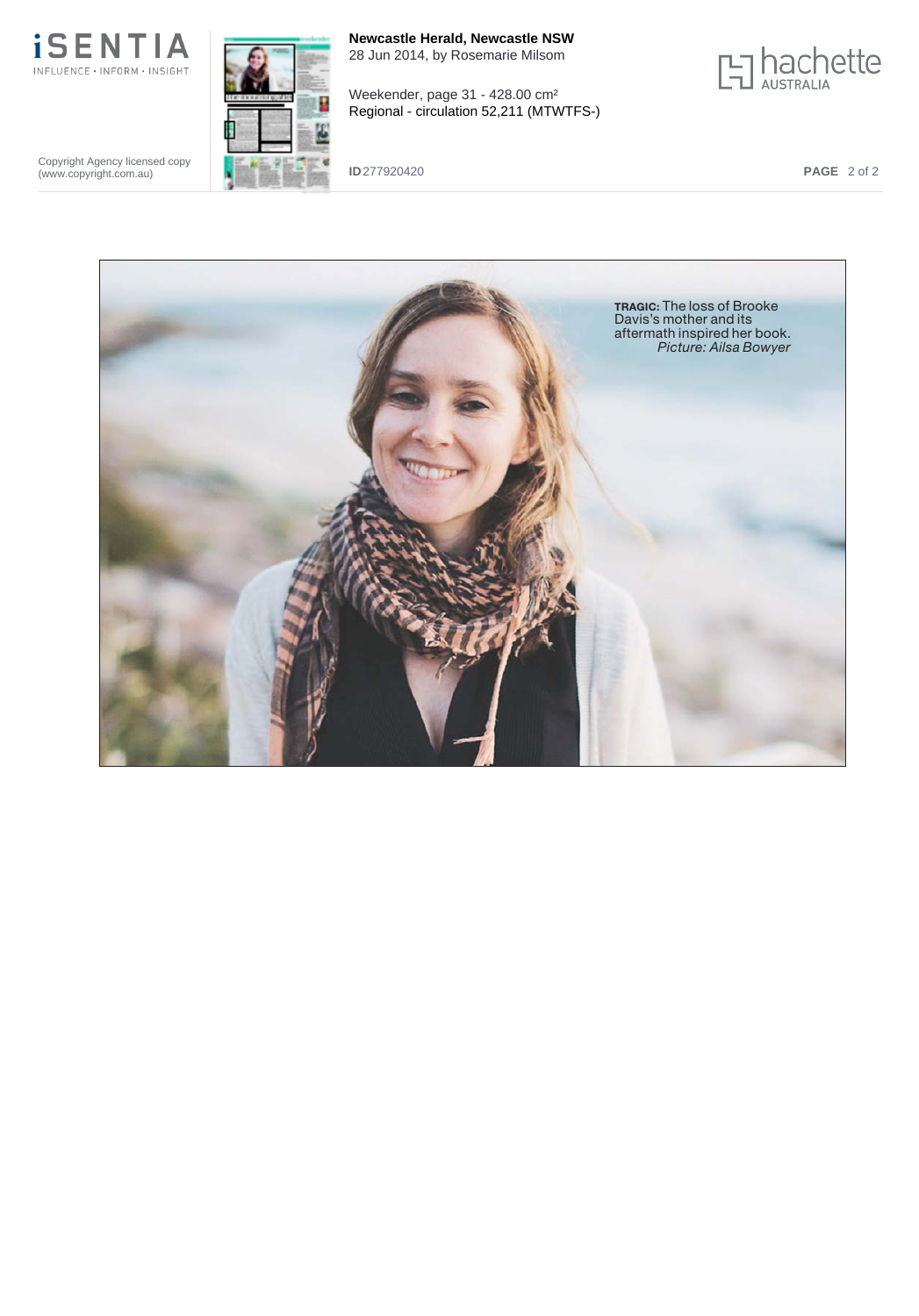**TRAGIC:** The loss of Brooke Davis's mother and its aftermath inspired her book. *Picture: Ailsa Bowyer*